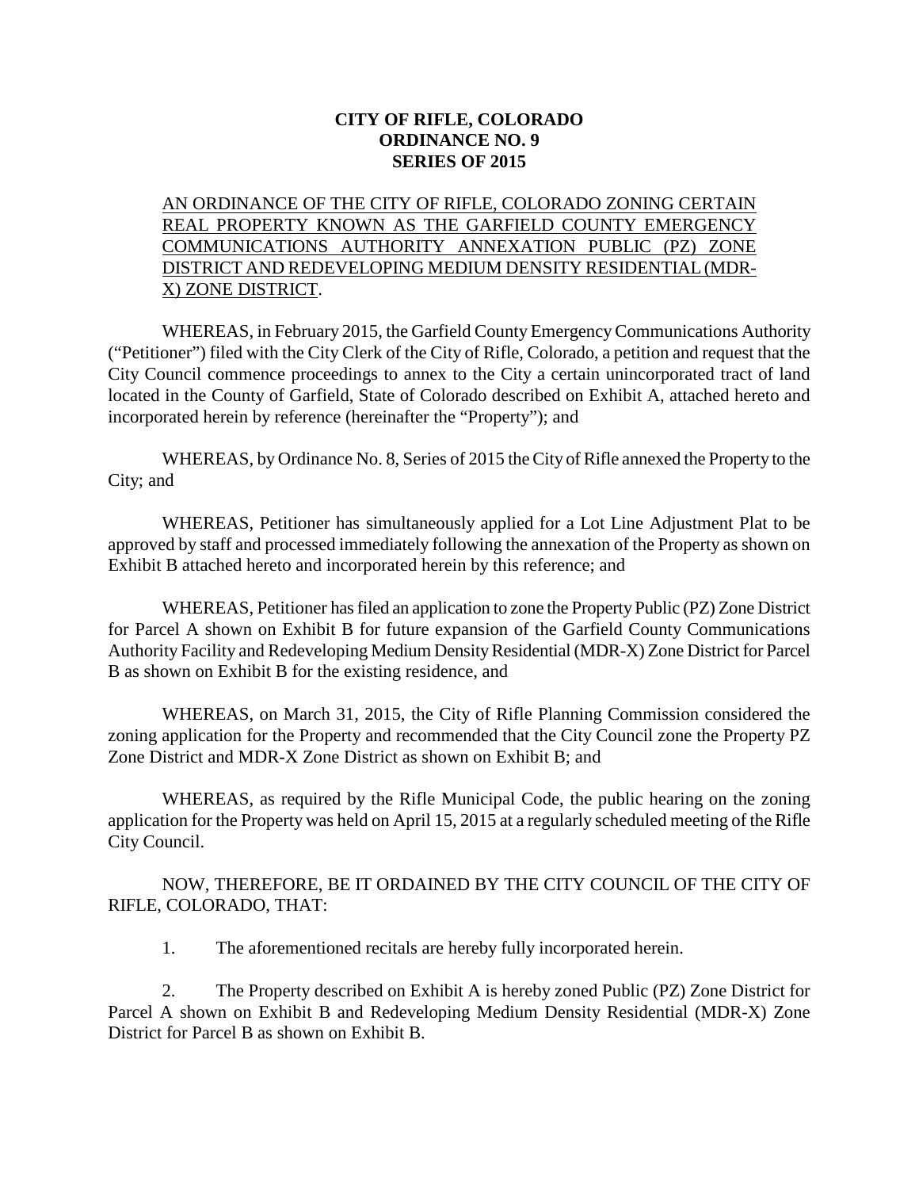**CITY OF RIFLE, COLORADO**
**ORDINANCE NO. 9**
**SERIES OF 2015**

AN ORDINANCE OF THE CITY OF RIFLE, COLORADO ZONING CERTAIN REAL PROPERTY KNOWN AS THE GARFIELD COUNTY EMERGENCY COMMUNICATIONS AUTHORITY ANNEXATION PUBLIC (PZ) ZONE DISTRICT AND REDEVELOPING MEDIUM DENSITY RESIDENTIAL (MDR-X) ZONE DISTRICT.

WHEREAS, in February 2015, the Garfield County Emergency Communications Authority ("Petitioner") filed with the City Clerk of the City of Rifle, Colorado, a petition and request that the City Council commence proceedings to annex to the City a certain unincorporated tract of land located in the County of Garfield, State of Colorado described on Exhibit A, attached hereto and incorporated herein by reference (hereinafter the "Property"); and

WHEREAS, by Ordinance No. 8, Series of 2015 the City of Rifle annexed the Property to the City; and

WHEREAS, Petitioner has simultaneously applied for a Lot Line Adjustment Plat to be approved by staff and processed immediately following the annexation of the Property as shown on Exhibit B attached hereto and incorporated herein by this reference; and

WHEREAS, Petitioner has filed an application to zone the Property Public (PZ) Zone District for Parcel A shown on Exhibit B for future expansion of the Garfield County Communications Authority Facility and Redeveloping Medium Density Residential (MDR-X) Zone District for Parcel B as shown on Exhibit B for the existing residence, and

WHEREAS, on March 31, 2015, the City of Rifle Planning Commission considered the zoning application for the Property and recommended that the City Council zone the Property PZ Zone District and MDR-X Zone District as shown on Exhibit B; and

WHEREAS, as required by the Rifle Municipal Code, the public hearing on the zoning application for the Property was held on April 15, 2015 at a regularly scheduled meeting of the Rifle City Council.

NOW, THEREFORE, BE IT ORDAINED BY THE CITY COUNCIL OF THE CITY OF RIFLE, COLORADO, THAT:

1. The aforementioned recitals are hereby fully incorporated herein.

2. The Property described on Exhibit A is hereby zoned Public (PZ) Zone District for Parcel A shown on Exhibit B and Redeveloping Medium Density Residential (MDR-X) Zone District for Parcel B as shown on Exhibit B.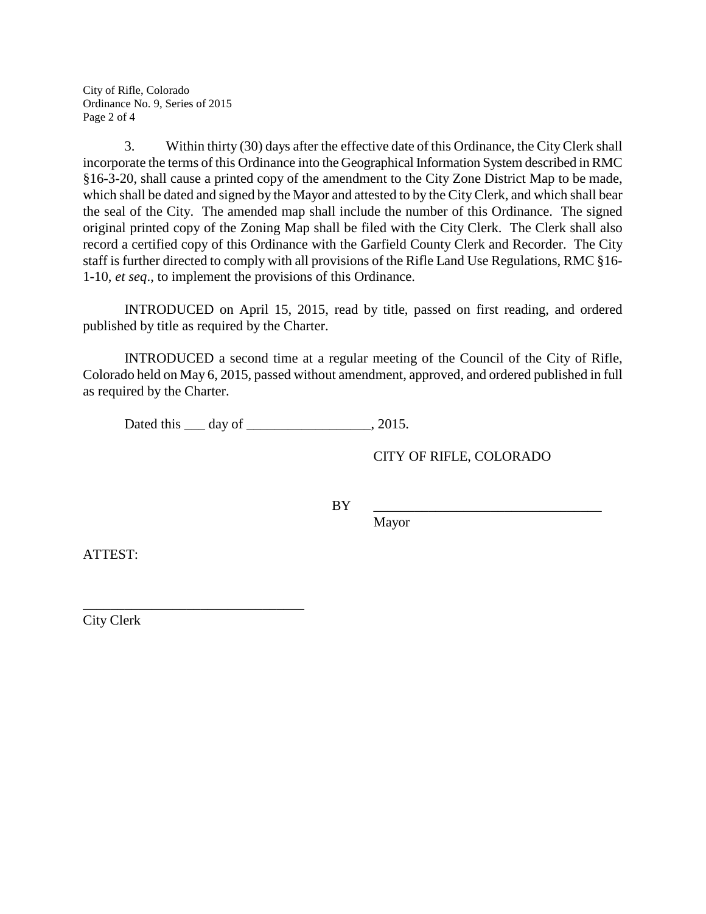3. Within thirty (30) days after the effective date of this Ordinance, the City Clerk shall incorporate the terms of this Ordinance into the Geographical Information System described in RMC §16-3-20, shall cause a printed copy of the amendment to the City Zone District Map to be made, which shall be dated and signed by the Mayor and attested to by the City Clerk, and which shall bear the seal of the City. The amended map shall include the number of this Ordinance. The signed original printed copy of the Zoning Map shall be filed with the City Clerk. The Clerk shall also record a certified copy of this Ordinance with the Garfield County Clerk and Recorder. The City staff is further directed to comply with all provisions of the Rifle Land Use Regulations, RMC §16-1-10, *et seq*., to implement the provisions of this Ordinance.

INTRODUCED on April 15, 2015, read by title, passed on first reading, and ordered published by title as required by the Charter.

INTRODUCED a second time at a regular meeting of the Council of the City of Rifle, Colorado held on May 6, 2015, passed without amendment, approved, and ordered published in full as required by the Charter.

Dated this ___ day of __________________, 2015.

CITY OF RIFLE, COLORADO

BY ________________________________
Mayor

ATTEST:

________________________________
City Clerk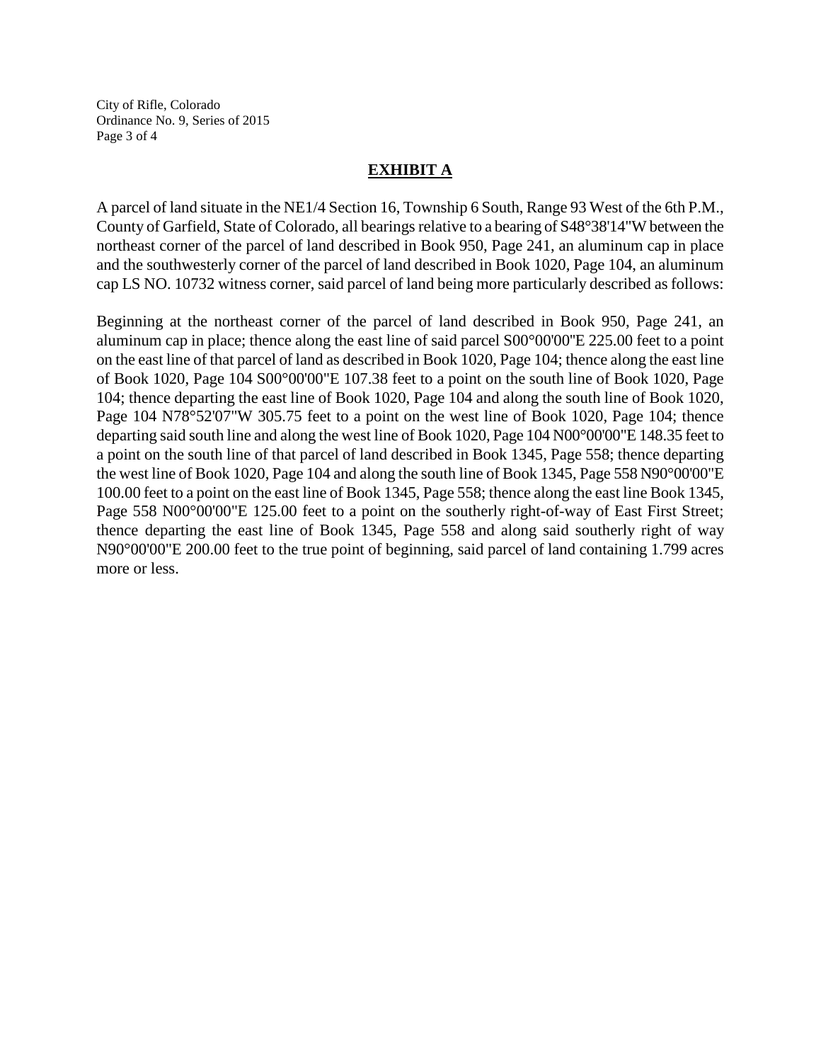# EXHIBIT A

A parcel of land situate in the NE1/4 Section 16, Township 6 South, Range 93 West of the 6th P.M., County of Garfield, State of Colorado, all bearings relative to a bearing of S48°38'14"W between the northeast corner of the parcel of land described in Book 950, Page 241, an aluminum cap in place and the southwesterly corner of the parcel of land described in Book 1020, Page 104, an aluminum cap LS NO. 10732 witness corner, said parcel of land being more particularly described as follows:

Beginning at the northeast corner of the parcel of land described in Book 950, Page 241, an aluminum cap in place; thence along the east line of said parcel S00°00'00"E 225.00 feet to a point on the east line of that parcel of land as described in Book 1020, Page 104; thence along the east line of Book 1020, Page 104 S00°00'00"E 107.38 feet to a point on the south line of Book 1020, Page 104; thence departing the east line of Book 1020, Page 104 and along the south line of Book 1020, Page 104 N78°52'07"W 305.75 feet to a point on the west line of Book 1020, Page 104; thence departing said south line and along the west line of Book 1020, Page 104 N00°00'00"E 148.35 feet to a point on the south line of that parcel of land described in Book 1345, Page 558; thence departing the west line of Book 1020, Page 104 and along the south line of Book 1345, Page 558 N90°00'00"E 100.00 feet to a point on the east line of Book 1345, Page 558; thence along the east line Book 1345, Page 558 N00°00'00"E 125.00 feet to a point on the southerly right-of-way of East First Street; thence departing the east line of Book 1345, Page 558 and along said southerly right of way N90°00'00"E 200.00 feet to the true point of beginning, said parcel of land containing 1.799 acres more or less.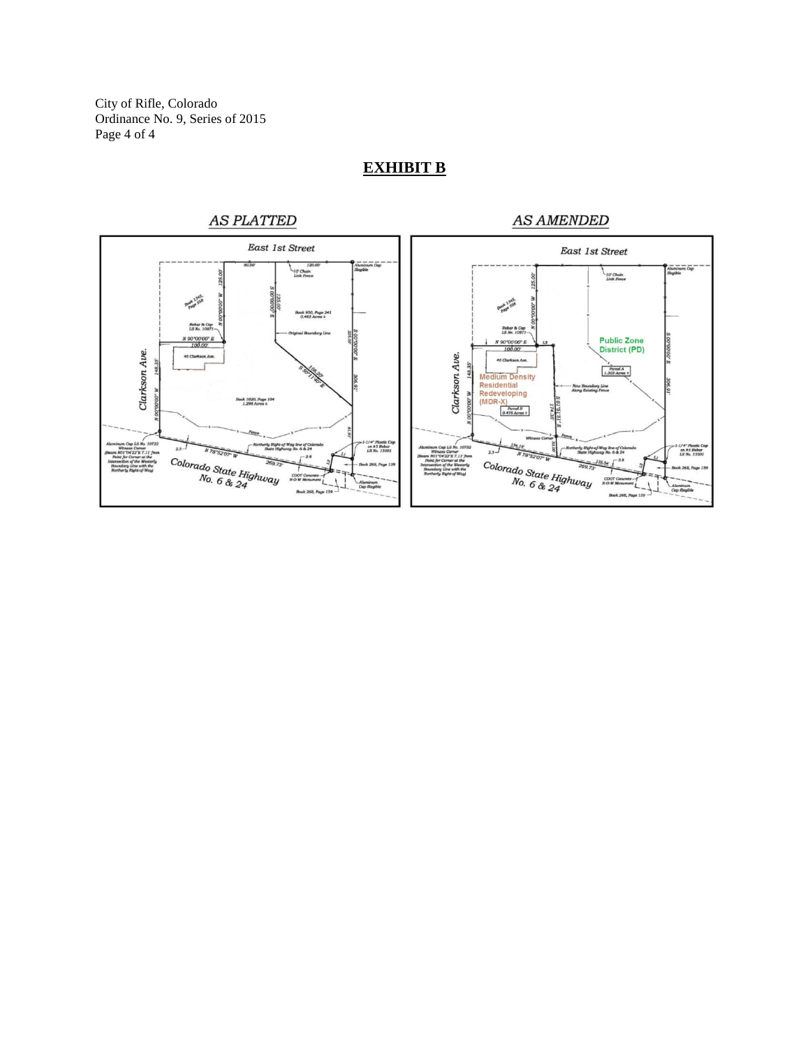## EXHIBIT B

AS PLATTED

East 1st Street

80.00'

120.00'

10' Chain Link Fence

Aluminum Cap Illegible

N 00°00'00" W 125.00'

S 00°00'00" E 125.00'

Book 1245, Page 558

Book 950, Page 241
0.483 Acres ±

Rebar & Cap LS No. 10871

Original Boundary Line

N 90°00'00" E
100.00'

S 00°00'00" E 225.00'

46 Clarkson Ave.

S 50°11'40" E 156.20'

306.91'

Clarkson Ave.

N 00°00'00" W 148.35'

Book 1020, Page 104
1.298 Acres ±

Fence

81.91'

Aluminum Cap LS No. 10732 Witness Corner (Bears N01°04'22"E 7.11' from Point for Corner at the Intersection of the Westerly Boundary Line with the Northerly Right-of-Way)

2.3

N 78°52'07" W

Northerly Right-of-Way line of Colorado State Highway No. 6 & 24

2.8

269.73'

L1

L2

1-1/4" Plastic Cap on #5 Rebar LS No. 13501

Book 268, Page 139

Colorado State Highway No. 6 & 24

CDOT Concrete R-O-W Monument

Aluminum Cap Illegible

Book 268, Page 139

AS AMENDED

East 1st Street

10' Chain Link Fence

Aluminum Cap Illegible

N 00°00'00" W 125.00'

Book 1245, Page 558

Rebar & Cap LS No. 10871

N 90°00'00" E
100.00'

L3

Public Zone District (PD)

S 00°00'00" E

46 Clarkson Ave.

Parcel A
1.303 Acres ±

306.91'

Clarkson Ave.

N 00°00'00" W 148.35'

Medium Density Residential Redeveloping (MDR-X)

New Boundary Line Along Existing Fence

S 01°51'51" E 174.35'

Parcel B
0.478 Acres ±

Witness Corner

Fence

Aluminum Cap LS No. 10732 Witness Corner (Bears N01°04'22"E 7.11' from Point for Corner at the Intersection of the Westerly Boundary Line with the Northerly Right-of-Way)

2.3

134.19'

33.00'

N 78°52'07" W

Northerly Right-of-Way line of Colorado State Highway No. 6 & 24

2.8

135.54'

269.73'

L1

L2

1-1/4" Plastic Cap on #5 Rebar LS No. 13501

Book 268, Page 139

Colorado State Highway No. 6 & 24

CDOT Concrete R-O-W Monument

Aluminum Cap Illegible

Book 268, Page 139